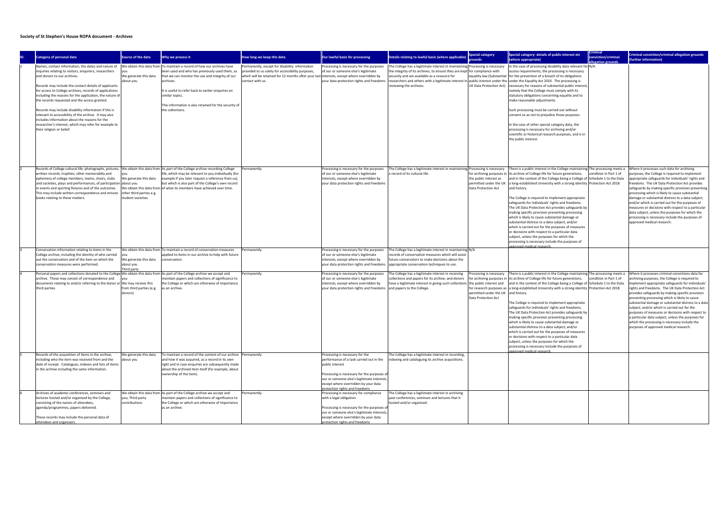**Society of St Stephen's House ROPA document - Archives**

| ID. | Category of personal data | Source of the data | Why we process it | How long we keep this data | Our lawful basis for processing | Details relating to lawful basis (where applicable) | Special category grounds | Special category- details of public interest etc (where appropriate) | Criminal conviction/criminal allegation grounds | Criminal conviction/criminal allegation grounds (further information) |
|---|---|---|---|---|---|---|---|---|---|---|
| 1 | Names, contact information, the dates and nature of inquiries relating to visitors, enquirers, researchers and donors to our archives.<br><br>Records may include the contact details of applicants for access to College archives, records of applications including the reasons for the application, the nature of the records requested and the access granted.<br><br>Records may include disability information if this is relevant to accessibility of the archive. It may also includes information about the reasons for the researcher's interest, which may refer for example to their religion or belief. | We obtain this data from you<br>We generate this data about you | To maintain a record of how our archives have been used and who has previously used them, so that we can monitor the use and integrity of our archives.<br><br>It is useful to refer back to earlier enquiries on similar topics.<br><br>This information is also retained for the security of the collections. | Permanently, except for disability information provided to us solely for accessibility purposes, which will be retained for 12 months after your last contact with us. | Processing is necessary for the purposes of our or someone else's legitimate interests, except where overridden by your data protection rights and freedoms | The College has a legitimate interest in maintaining the integrity of its archives, to ensure they are kept securely and are available as a resource for researchers and others with a legitimate interest in reviewing the archives. | Processing is necessary for compliance with equality law (Substantial public interest under the UK Data Protection Act) | In the case of processing disability data relevant for access requirements, the processing is necessary for the prevention of a breach of its obligations under the Equality Act 2010. The processing is necessary for reasons of substantial public interest, namely that the College must comply with its statutory obligations concerning equality and to make reasonable adjustments.<br><br>Such processing must be carried out without consent so as not to prejudice those purposes.<br><br>In the case of other special category data, the processing is necessary for archiving and/or scientific or historical research purposes, and is in the public interest. | N/A | |
| 2 | Records of College cultural life: photographs, pictures, written records, trophies, other memorabilia and ephemera of college members, teams, choirs, clubs and societies, plays and performances, of participation in events and sporting fixtures and of the outcomes. This may include written correspondence and minute books relating to these matters. | We obtain this data from you<br>We generate this data about you<br>We obtain this data from other third parties e.g. student societies. | As part of the College archive recording College life, which may be relevant to you individually (for example if you later request a reference from us), but which is also part of the College's own record of what its members have achieved over time. | Permanently. | Processing is necessary for the purposes of our or someone else's legitimate interests, except where overridden by your data protection rights and freedoms | The College has a legitimate interest in maintaining a record of its cultural life. | Processing is necessary for archiving purposes in the public interest as permitted under the UK Data Protection Act | There is a public interest in the College maintaining its archive of College life for future generations, and in the context of the College being a College of a long-established University with a strong identity and history.<br><br>The College is required to implement appropriate safeguards for individuals' rights and freedoms. The UK Data Protection Act provides safeguards by making specific provision preventing processing which is likely to cause substantial damage or substantial distress to a data subject; and/or which is carried out for the purposes of measures or decisions with respect to a particular data subject, unless the purposes for which the processing is necessary include the purposes of approved medical research. | The processing meets a condition in Part 1 of Schedule 1 to the Data Protection Act 2018 | Where it processes such data for archiving purposes, the College is required to implement appropriate safeguards for individuals' rights and freedoms. The UK Data Protection Act provides safeguards by making specific provision preventing processing which is likely to cause substantial damage or substantial distress to a data subject; and/or which is carried out for the purposes of measures or decisions with respect to a particular data subject, unless the purposes for which the processing is necessary include the purposes of approved medical research. |
| 3 | Conservation information relating to items in the College archive, including the identity of who carried out the conservation and of the item on which the conservation measures were performed. | We obtain this data from you<br>We generate this data about you<br>Third party | To maintain a record of conservation measures applied to items in our archive to help with future conservation. | Permanently. | Processing is necessary for the purposes of our or someone else's legitimate interests, except where overridden by your data protection rights and freedoms | The College has a legitimate interest in maintaining records of conservation measures which will assist future conservators to make decisions about the appropriate conservation techniques to use. | N/A | | | |
| 4 | Personal papers and collections donated to the College archive. These may consist of correspondence and documents relating to and/or referring to the donor or third parties. | We obtain this data from you<br>We may receive this from third parties (e.g. donors) | As part of the College archive we accept and maintain papers and collections of significance to the College or which are otherwise of importance as an archive. | Permanently. | Processing is necessary for the purposes of our or someone else's legitimate interests, except where overridden by your data protection rights and freedoms | The College has a legitimate interest in receiving collections and papers for its archive, and donors have a legitimate interest in giving such collections and papers to the College. | Processing is necessary for archiving purposes in the public interest and for research purposes as permitted under the UK Data Protection Act | There is a public interest in the College maintaining its archive of College life for future generations, and in the context of the College being a College of a long-established University with a strong identity and history.<br><br>The College is required to implement appropriate safeguards for individuals' rights and freedoms. The UK Data Protection Act provides safeguards by making specific provision preventing processing which is likely to cause substantial damage or substantial distress to a data subject; and/or which is carried out for the purposes of measures or decisions with respect to a particular data subject, unless the purposes for which the processing is necessary include the purposes of approved medical research. | The processing meets a condition in Part 1 of Schedule 1 to the Data Protection Act 2018 | Where it processes criminal convictions data for archiving purposes, the College is required to implement appropriate safeguards for individuals' rights and freedoms. The UK Data Protection Act provides safeguards by making specific provision preventing processing which is likely to cause substantial damage or substantial distress to a data subject; and/or which is carried out for the purposes of measures or decisions with respect to a particular data subject, unless the purposes for which the processing is necessary include the purposes of approved medical research. |
| 5 | Records of the acquisition of items in the archive, including who the item was received from and the date of receipt. Catalogues, indexes and lists of items in the archive including the same information. | We generate this data about you | To maintain a record of the content of our archive and how it was acquired, as a record in its own right and in case enquiries are subsequently made about the archived item itself (for example, about ownership of the item). | Permanently. | Processing is necessary for the performance of a task carried out in the public interest<br><br>Processing is necessary for the purposes of our or someone else's legitimate interests, except where overridden by your data protection rights and freedoms | The College has a legitimate interest in recording, indexing and cataloguing its archive acquisitions. | | | | |
| 6 | Archives of academic conferences, seminars and lectures hosted and/or organised by the College, consisting of the names of attendees, agenda/programmes, papers delivered.<br><br>These records may include the personal data of attendees and organisers. | We obtain this data from you; Third party contributions | As part of the College archive we accept and maintain papers and collections of significance to the College or which are otherwise of importance as an archive. | Permanently. | Processing is necessary for compliance with a legal obligation<br><br>Processing is necessary for the purposes of our or someone else's legitimate interests, except where overridden by your data protection rights and freedoms | The College has a legitimate interest in archiving past conferences, seminars and lectures that it hosted and/or organised. | | | | |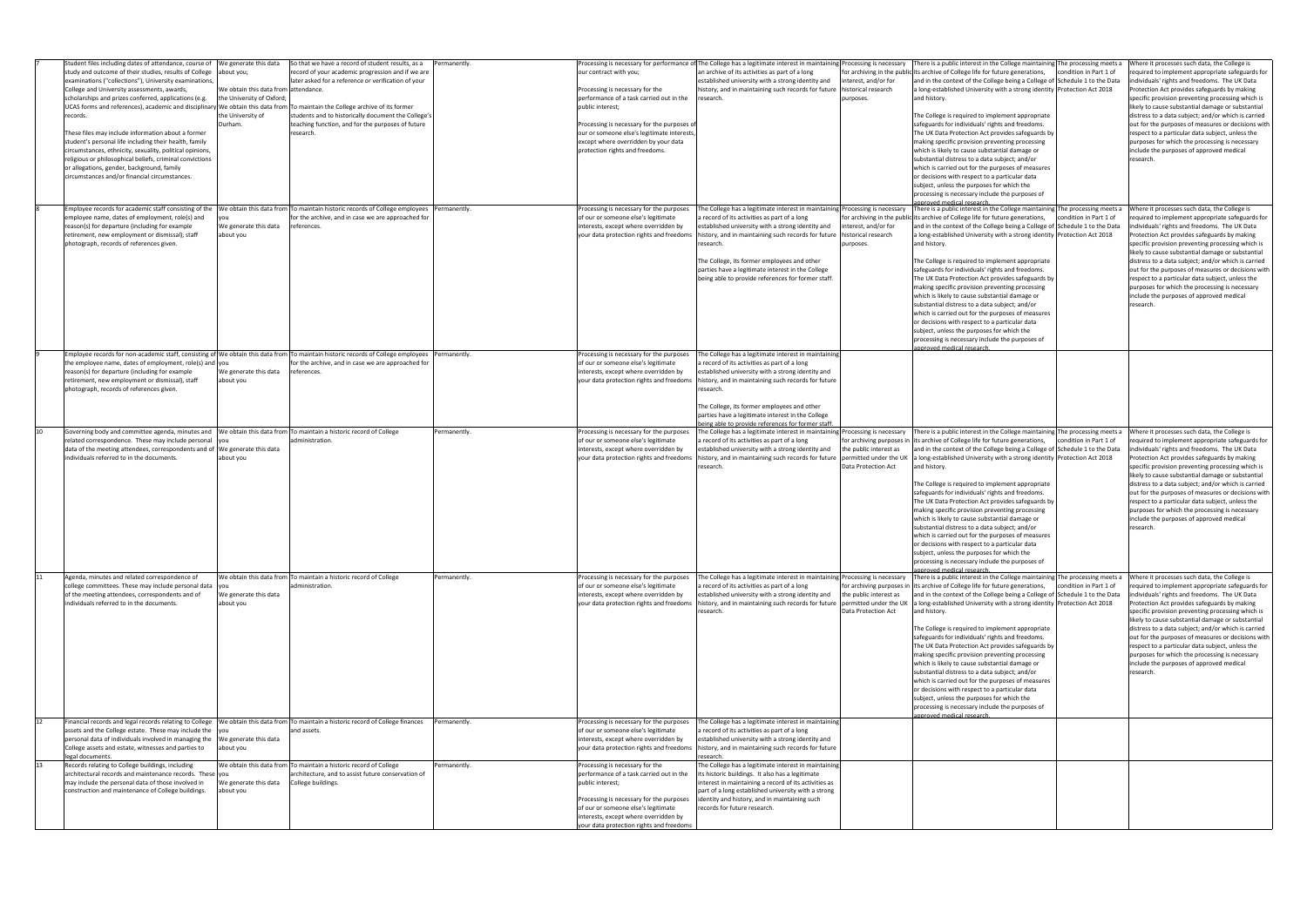| 7 | Student files including dates of attendance, course of study and outcome of their studies, results of College examinations ("collections"), University examinations, College and University assessments, awards, scholarships and prizes conferred, applications (e.g. UCAS forms and references), academic and disciplinary records.<br><br>These files may include information about a former student's personal life including their health, family circumstances, ethnicity, sexuality, political opinions, religious or philosophical beliefs, criminal convictions or allegations, gender, background, family circumstances and/or financial circumstances. | We generate this data about you;<br><br>We obtain this data from the University of Oxford;<br><br>We obtain this data from the University of Durham. | So that we have a record of student results, as a record of your academic progression and if we are later asked for a reference or verification of your attendance.<br><br>To maintain the College archive of its former students and to historically document the College's teaching function, and for the purposes of future research. | Permanently. | Processing is necessary for performance of our contract with you;<br><br>Processing is necessary for the performance of a task carried out in the public interest;<br><br>Processing is necessary for the purposes of our or someone else's legitimate interests, except where overridden by your data protection rights and freedoms. | The College has a legitimate interest in maintaining an archive of its activities as part of a long established university with a strong identity and history, and in maintaining such records for future research. | Processing is necessary for archiving in the public interest, and/or for historical research purposes. | There is a public interest in the College maintaining its archive of College life for future generations, and in the context of the College being a College of a long-established University with a strong identity and history.<br><br>The College is required to implement appropriate safeguards for individuals' rights and freedoms. The UK Data Protection Act provides safeguards by making specific provision preventing processing which is likely to cause substantial damage or substantial distress to a data subject; and/or which is carried out for the purposes of measures or decisions with respect to a particular data subject, unless the purposes for which the processing is necessary include the purposes of approved medical research. | The processing meets a condition in Part 1 of Schedule 1 to the Data Protection Act 2018 | Where it processes such data, the College is required to implement appropriate safeguards for individuals' rights and freedoms. The UK Data Protection Act provides safeguards by making specific provision preventing processing which is likely to cause substantial damage or substantial distress to a data subject; and/or which is carried out for the purposes of measures or decisions with respect to a particular data subject, unless the purposes for which the processing is necessary include the purposes of approved medical research. |
|---|---|---|---|---|---|---|---|---|---|---|
| 8 | Employee records for academic staff consisting of the employee name, dates of employment, role(s) and reason(s) for departure (including for example retirement, new employment or dismissal), staff photograph, records of references given. | We obtain this data from you<br><br>We generate this data about you | To maintain historic records of College employees for the archive, and in case we are approached for references. | Permanently. | Processing is necessary for the purposes of our or someone else's legitimate interests, except where overridden by your data protection rights and freedoms | The College has a legitimate interest in maintaining a record of its activities as part of a long established university with a strong identity and history, and in maintaining such records for future research.<br><br>The College, its former employees and other parties have a legitimate interest in the College being able to provide references for former staff. | Processing is necessary for archiving in the public interest, and/or for historical research purposes. | There is a public interest in the College maintaining its archive of College life for future generations, and in the context of the College being a College of a long-established University with a strong identity and history.<br><br>The College is required to implement appropriate safeguards for individuals' rights and freedoms. The UK Data Protection Act provides safeguards by making specific provision preventing processing which is likely to cause substantial damage or substantial distress to a data subject; and/or which is carried out for the purposes of measures or decisions with respect to a particular data subject, unless the purposes for which the processing is necessary include the purposes of approved medical research. | The processing meets a condition in Part 1 of Schedule 1 to the Data Protection Act 2018 | Where it processes such data, the College is required to implement appropriate safeguards for individuals' rights and freedoms. The UK Data Protection Act provides safeguards by making specific provision preventing processing which is likely to cause substantial damage or substantial distress to a data subject; and/or which is carried out for the purposes of measures or decisions with respect to a particular data subject, unless the purposes for which the processing is necessary include the purposes of approved medical research. |
| 9 | Employee records for non-academic staff, consisting of the employee name, dates of employment, role(s) and reason(s) for departure (including for example retirement, new employment or dismissal), staff photograph, records of references given. | We obtain this data from you<br><br>We generate this data about you | To maintain historic records of College employees for the archive, and in case we are approached for references. | Permanently. | Processing is necessary for the purposes of our or someone else's legitimate interests, except where overridden by your data protection rights and freedoms | The College has a legitimate interest in maintaining a record of its activities as part of a long established university with a strong identity and history, and in maintaining such records for future research.<br><br>The College, its former employees and other parties have a legitimate interest in the College being able to provide references for former staff. | | | | |
| 10 | Governing body and committee agenda, minutes and related correspondence. These may include personal data of the meeting attendees, correspondents and of individuals referred to in the documents. | We obtain this data from you<br><br>We generate this data about you | To maintain a historic record of College administration. | Permanently. | Processing is necessary for the purposes of our or someone else's legitimate interests, except where overridden by your data protection rights and freedoms | The College has a legitimate interest in maintaining a record of its activities as part of a long established university with a strong identity and history, and in maintaining such records for future research. | Processing is necessary for archiving purposes in the public interest as permitted under the UK Data Protection Act | There is a public interest in the College maintaining its archive of College life for future generations, and in the context of the College being a College of a long-established University with a strong identity and history.<br><br>The College is required to implement appropriate safeguards for individuals' rights and freedoms. The UK Data Protection Act provides safeguards by making specific provision preventing processing which is likely to cause substantial damage or substantial distress to a data subject; and/or which is carried out for the purposes of measures or decisions with respect to a particular data subject, unless the purposes for which the processing is necessary include the purposes of approved medical research. | The processing meets a condition in Part 1 of Schedule 1 to the Data Protection Act 2018 | Where it processes such data, the College is required to implement appropriate safeguards for individuals' rights and freedoms. The UK Data Protection Act provides safeguards by making specific provision preventing processing which is likely to cause substantial damage or substantial distress to a data subject; and/or which is carried out for the purposes of measures or decisions with respect to a particular data subject, unless the purposes for which the processing is necessary include the purposes of approved medical research. |
| 11 | Agenda, minutes and related correspondence of college committees. These may include personal data of the meeting attendees, correspondents and of individuals referred to in the documents. | We obtain this data from you<br><br>We generate this data about you | To maintain a historic record of College administration. | Permanently. | Processing is necessary for the purposes of our or someone else's legitimate interests, except where overridden by your data protection rights and freedoms | The College has a legitimate interest in maintaining a record of its activities as part of a long established university with a strong identity and history, and in maintaining such records for future research. | Processing is necessary for archiving purposes in the public interest as permitted under the UK Data Protection Act | There is a public interest in the College maintaining its archive of College life for future generations, and in the context of the College being a College of a long-established University with a strong identity and history.<br><br>The College is required to implement appropriate safeguards for individuals' rights and freedoms. The UK Data Protection Act provides safeguards by making specific provision preventing processing which is likely to cause substantial damage or substantial distress to a data subject; and/or which is carried out for the purposes of measures or decisions with respect to a particular data subject, unless the purposes for which the processing is necessary include the purposes of approved medical research. | The processing meets a condition in Part 1 of Schedule 1 to the Data Protection Act 2018 | Where it processes such data, the College is required to implement appropriate safeguards for individuals' rights and freedoms. The UK Data Protection Act provides safeguards by making specific provision preventing processing which is likely to cause substantial damage or substantial distress to a data subject; and/or which is carried out for the purposes of measures or decisions with respect to a particular data subject, unless the purposes for which the processing is necessary include the purposes of approved medical research. |
| 12 | Financial records and legal records relating to College assets and the College estate. These may include the personal data of individuals involved in managing the College assets and estate, witnesses and parties to legal documents. | We obtain this data from you<br><br>We generate this data about you | To maintain a historic record of College finances and assets. | Permanently. | Processing is necessary for the purposes of our or someone else's legitimate interests, except where overridden by your data protection rights and freedoms | The College has a legitimate interest in maintaining a record of its activities as part of a long established university with a strong identity and history, and in maintaining such records for future research. | | | | |
| 13 | Records relating to College buildings, including architectural records and maintenance records. These may include the personal data of those involved in construction and maintenance of College buildings. | We obtain this data from you<br><br>We generate this data about you | To maintain a historic record of College architecture, and to assist future conservation of College buildings. | Permanently. | Processing is necessary for the performance of a task carried out in the public interest;<br><br>Processing is necessary for the purposes of our or someone else's legitimate interests, except where overridden by your data protection rights and freedoms | The College has a legitimate interest in maintaining its historic buildings. It also has a legitimate interest in maintaining a record of its activities as part of a long established university with a strong identity and history, and in maintaining such records for future research. | | | | |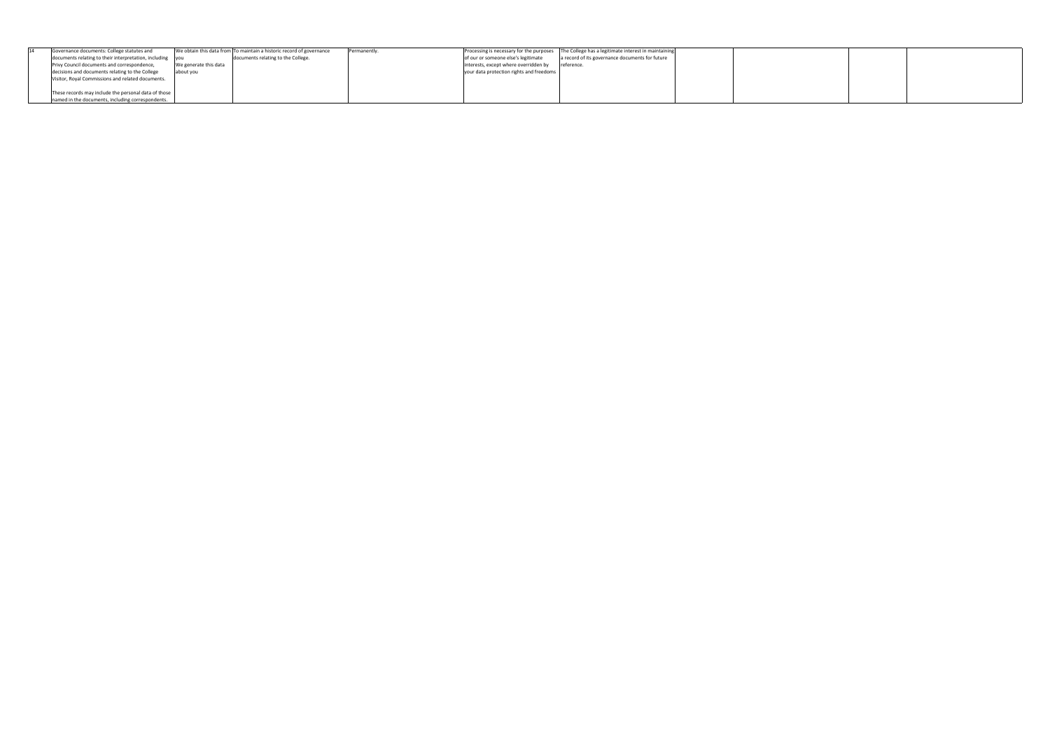| | | | | | | | | | |
|---|---|---|---|---|---|---|---|---|---|
| 14 | Governance documents: College statutes and documents relating to their interpretation, including Privy Council documents and correspondence, decisions and documents relating to the College Visitor, Royal Commissions and related documents.<br><br>These records may include the personal data of those named in the documents, including correspondents. | We obtain this data from you<br>We generate this data about you | To maintain a historic record of governance documents relating to the College. | Permanently. | Processing is necessary for the purposes of our or someone else's legitimate interests, except where overridden by your data protection rights and freedoms | The College has a legitimate interest in maintaining a record of its governance documents for future reference. | | | |